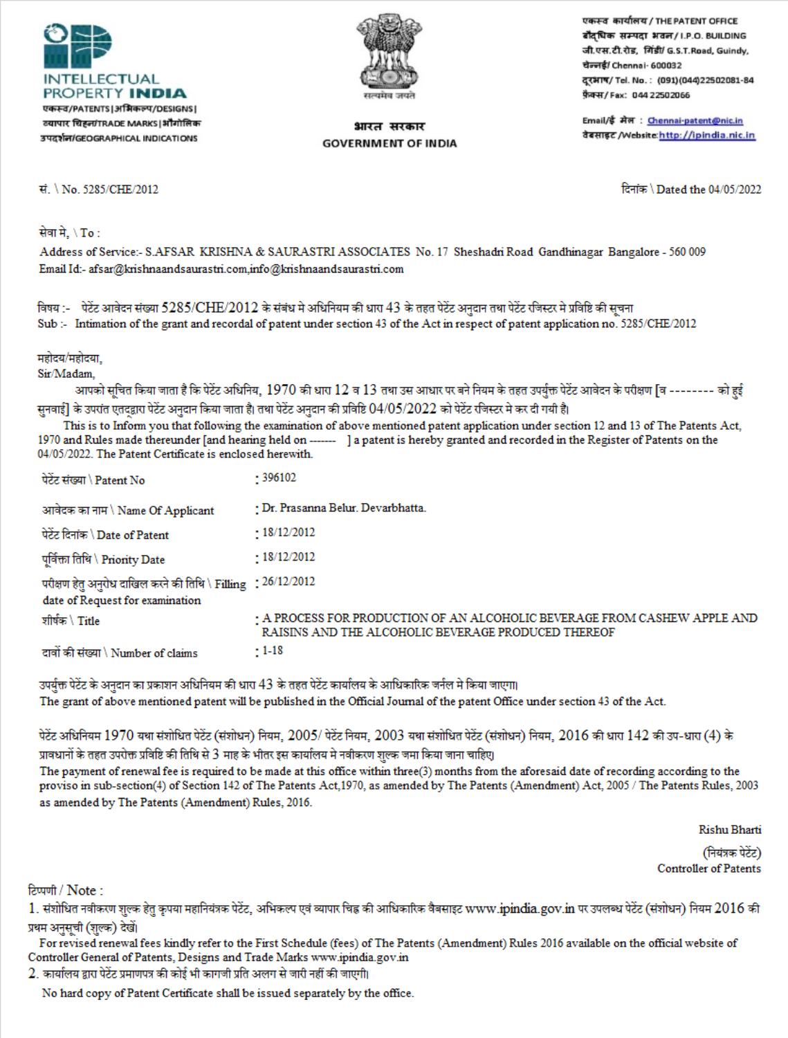INTELLECTUAL PROPERTY INDIA

एकस्व/PATENTS|अभिकल्प/DESIGNS|व्यापार चिह्न/TRADE MARKS|भौगोलिक उपदर्शन/GEOGRAPHICAL INDICATIONS

सत्यमेव जयते

भारत सरकार
GOVERNMENT OF INDIA

एकस्व कार्यालय / THE PATENT OFFICE
बौद्धिक सम्पदा भवन / I.P.O. BUILDING
जी.एस.टी.रोड, गिंडी/ G.S.T.Road, Guindy,
चेन्नई/ Chennai- 600032
दूरभाष/ Tel. No. : (091)(044)22502081-84
फ़ैक्स/ Fax: 044 22502066

Email/ई मेल : Chennai-patent@nic.in
वेबसाइट /Website: http://ipindia.nic.in

सं. \ No. 5285/CHE/2012

दिनांक \ Dated the 04/05/2022

सेवा मे, \ To :

Address of Service:- S.AFSAR KRISHNA & SAURASTRI ASSOCIATES No. 17 Sheshadri Road Gandhinagar Bangalore - 560 009
Email Id:- afsar@krishnaandsaurastri.com,info@krishnaandsaurastri.com

विषय :- पेटेंट आवेदन संख्या 5285/CHE/2012 के संबंध मे अधिनियम की धारा 43 के तहत पेटेंट अनुदान तथा पेटेंट रजिस्टर मे प्रविष्टि की सूचना
Sub :- Intimation of the grant and recordal of patent under section 43 of the Act in respect of patent application no. 5285/CHE/2012

महोदय/महोदया,
Sir/Madam,

आपको सूचित किया जाता है कि पेटेंट अधिनियम, 1970 की धारा 12 व 13 तथा उस आधार पर बने नियम के तहत उपर्युक्त पेटेंट आवेदन के परीक्षण [व -------- को हुई सुनवाई] के उपरांत एतद्द्वारा पेटेंट अनुदान किया जाता है। तथा पेटेंट अनुदान की प्रविष्टि 04/05/2022 को पेटेंट रजिस्टर मे कर दी गयी है।

This is to Inform you that following the examination of above mentioned patent application under section 12 and 13 of The Patents Act, 1970 and Rules made thereunder [and hearing held on ------- ] a patent is hereby granted and recorded in the Register of Patents on the 04/05/2022. The Patent Certificate is enclosed herewith.

| | |
|---|---|
| पेटेंट संख्या \ Patent No | : 396102 |
| आवेदक का नाम \ Name Of Applicant | : Dr. Prasanna Belur. Devarbhatta. |
| पेटेंट दिनांक \ Date of Patent | : 18/12/2012 |
| पूर्विक्ता तिथि \ Priority Date | : 18/12/2012 |
| परीक्षण हेतु अनुरोध दाखिल करने की तिथि \ Filling date of Request for examination | : 26/12/2012 |
| शीर्षक \ Title | : A PROCESS FOR PRODUCTION OF AN ALCOHOLIC BEVERAGE FROM CASHEW APPLE AND RAISINS AND THE ALCOHOLIC BEVERAGE PRODUCED THEREOF |
| दावों की संख्या \ Number of claims | : 1-18 |

उपर्युक्त पेटेंट के अनुदान का प्रकाशन अधिनियम की धारा 43 के तहत पेटेंट कार्यालय के आधिकारिक जर्नल मे किया जाएगा।
The grant of above mentioned patent will be published in the Official Journal of the patent Office under section 43 of the Act.

पेटेंट अधिनियम 1970 यथा संशोधित पेटेंट (संशोधन) नियम, 2005/ पेटेंट नियम, 2003 यथा संशोधित पेटेंट (संशोधन) नियम, 2016 की धारा 142 की उप-धारा (4) के प्रावधानों के तहत उपरोक्त प्रविष्टि की तिथि से 3 माह के भीतर इस कार्यालय मे नवीकरण शुल्क जमा किया जाना चाहिए।
The payment of renewal fee is required to be made at this office within three(3) months from the aforesaid date of recording according to the proviso in sub-section(4) of Section 142 of The Patents Act,1970, as amended by The Patents (Amendment) Act, 2005 / The Patents Rules, 2003 as amended by The Patents (Amendment) Rules, 2016.

Rishu Bharti
(नियंत्रक पेटेंट)
Controller of Patents

टिप्पणी / Note :

1. संशोधित नवीकरण शुल्क हेतु कृपया महानियंत्रक पेटेंट, अभिकल्प एवं व्यापार चिह्न की आधिकारिक वैबसाइट www.ipindia.gov.in पर उपलब्ध पेटेंट (संशोधन) नियम 2016 की प्रथम अनुसूची (शुल्क) देखें।
   For revised renewal fees kindly refer to the First Schedule (fees) of The Patents (Amendment) Rules 2016 available on the official website of Controller General of Patents, Designs and Trade Marks www.ipindia.gov.in
2. कार्यालय द्वारा पेटेंट प्रमाणपत्र की कोई भी कागजी प्रति अलग से जारी नहीं की जाएगी।
   No hard copy of Patent Certificate shall be issued separately by the office.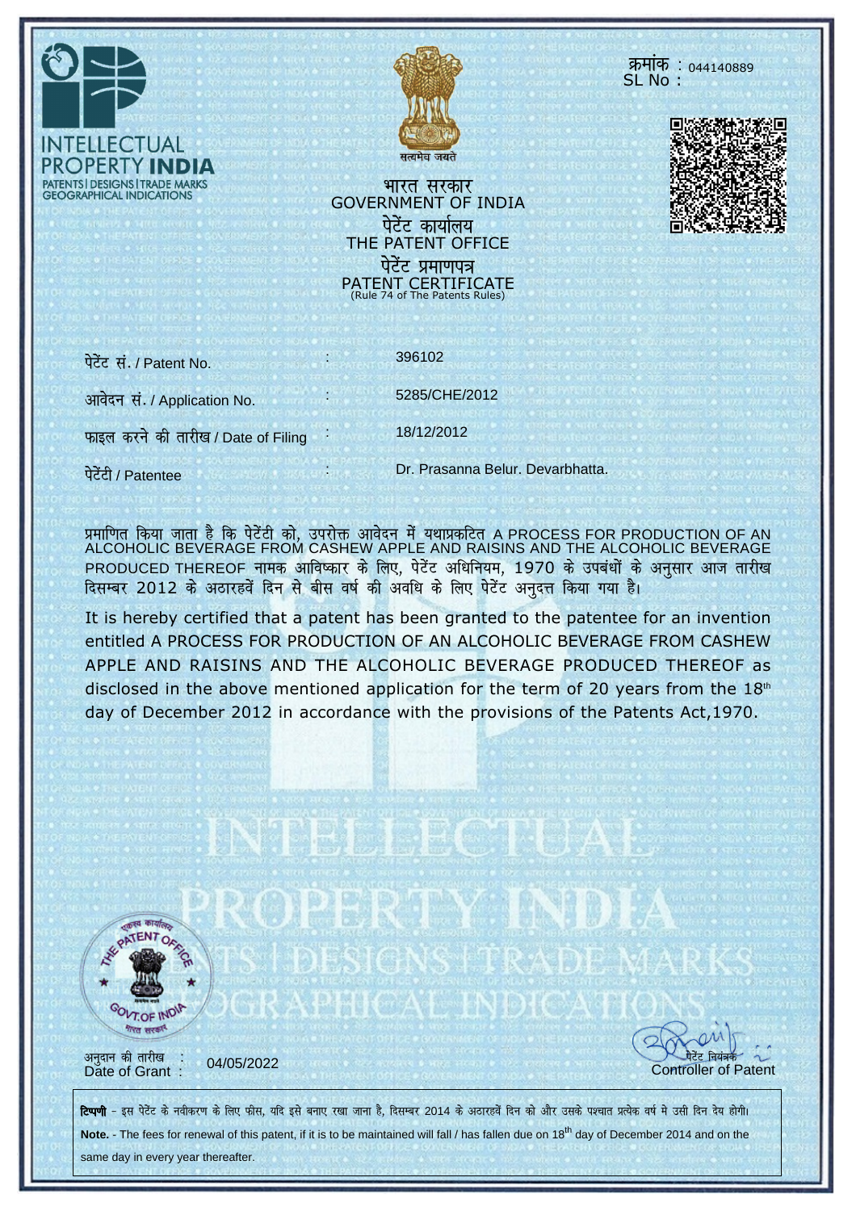INTELLECTUAL PROPERTY INDIA
PATENTS | DESIGNS | TRADE MARKS
GEOGRAPHICAL INDICATIONS

सत्यमेव जयते

क्रमांक : 044140889
SL No :

भारत सरकार
GOVERNMENT OF INDIA
पेटेंट कार्यालय
THE PATENT OFFICE
पेटेंट प्रमाणपत्र
PATENT CERTIFICATE
(Rule 74 of The Patents Rules)

| | | |
|---|---|---|
| पेटेंट सं. / Patent No. | : | 396102 |
| आवेदन सं. / Application No. | : | 5285/CHE/2012 |
| फाइल करने की तारीख / Date of Filing | : | 18/12/2012 |
| पेटेंटी / Patentee | : | Dr. Prasanna Belur. Devarbhatta. |

प्रमाणित किया जाता है कि पेटेंटी को, उपरोक्त आवेदन में यथाप्रकटित A PROCESS FOR PRODUCTION OF AN ALCOHOLIC BEVERAGE FROM CASHEW APPLE AND RAISINS AND THE ALCOHOLIC BEVERAGE PRODUCED THEREOF नामक आविष्कार के लिए, पेटेंट अधिनियम, 1970 के उपबंधों के अनुसार आज तारीख दिसम्बर 2012 के अठारहवें दिन से बीस वर्ष की अवधि के लिए पेटेंट अनुदत्त किया गया है।

It is hereby certified that a patent has been granted to the patentee for an invention entitled A PROCESS FOR PRODUCTION OF AN ALCOHOLIC BEVERAGE FROM CASHEW APPLE AND RAISINS AND THE ALCOHOLIC BEVERAGE PRODUCED THEREOF as disclosed in the above mentioned application for the term of 20 years from the 18th day of December 2012 in accordance with the provisions of the Patents Act,1970.

पेटेंट कार्यालय
THE PATENT OFFICE
GOVT.OF INDIA
भारत सरकार

अनुदान की तारीख :
Date of Grant : 04/05/2022

पेटेंट नियंत्रक
Controller of Patent

**टिप्पणी** - इस पेटेंट के नवीकरण के लिए फीस, यदि इसे बनाए रखा जाना है, दिसम्बर 2014 के अठारहवें दिन को और उसके पश्चात प्रत्येक वर्ष मे उसी दिन देय होगी।

**Note.** - The fees for renewal of this patent, if it is to be maintained will fall / has fallen due on 18th day of December 2014 and on the same day in every year thereafter.